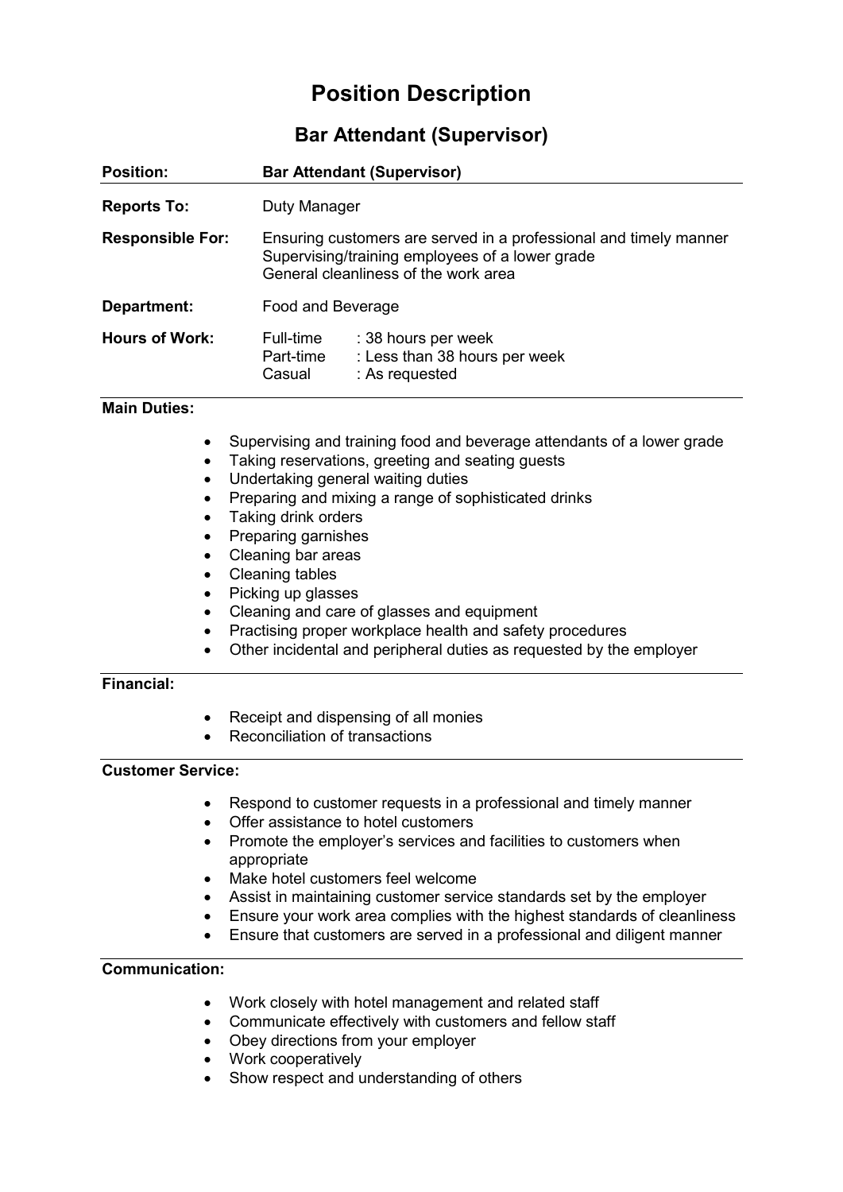# Position Description

## Bar Attendant (Supervisor)

| | |
|---|---|
| **Position:** | **Bar Attendant (Supervisor)** |
| **Reports To:** | Duty Manager |
| **Responsible For:** | Ensuring customers are served in a professional and timely manner<br>Supervising/training employees of a lower grade<br>General cleanliness of the work area |
| **Department:** | Food and Beverage |
| **Hours of Work:** | Full-time : 38 hours per week<br>Part-time : Less than 38 hours per week<br>Casual : As requested |

**Main Duties:**

- Supervising and training food and beverage attendants of a lower grade
- Taking reservations, greeting and seating guests
- Undertaking general waiting duties
- Preparing and mixing a range of sophisticated drinks
- Taking drink orders
- Preparing garnishes
- Cleaning bar areas
- Cleaning tables
- Picking up glasses
- Cleaning and care of glasses and equipment
- Practising proper workplace health and safety procedures
- Other incidental and peripheral duties as requested by the employer

**Financial:**

- Receipt and dispensing of all monies
- Reconciliation of transactions

**Customer Service:**

- Respond to customer requests in a professional and timely manner
- Offer assistance to hotel customers
- Promote the employer's services and facilities to customers when appropriate
- Make hotel customers feel welcome
- Assist in maintaining customer service standards set by the employer
- Ensure your work area complies with the highest standards of cleanliness
- Ensure that customers are served in a professional and diligent manner

**Communication:**

- Work closely with hotel management and related staff
- Communicate effectively with customers and fellow staff
- Obey directions from your employer
- Work cooperatively
- Show respect and understanding of others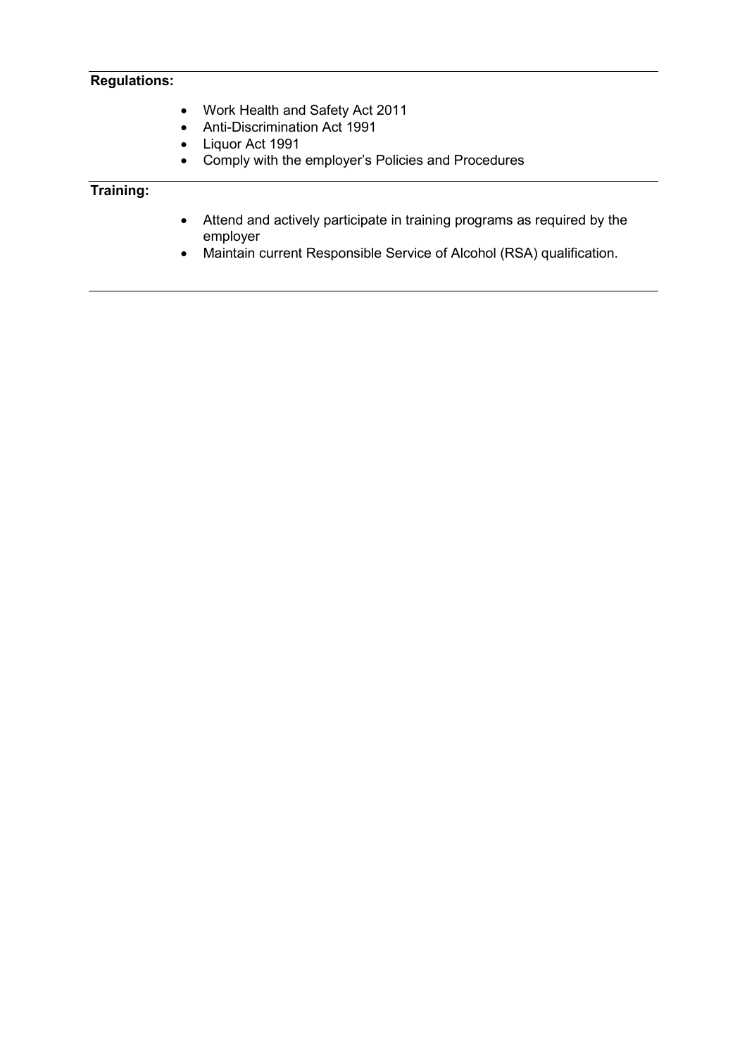**Regulations:**

- Work Health and Safety Act 2011
- Anti-Discrimination Act 1991
- Liquor Act 1991
- Comply with the employer's Policies and Procedures

**Training:**

- Attend and actively participate in training programs as required by the employer
- Maintain current Responsible Service of Alcohol (RSA) qualification.